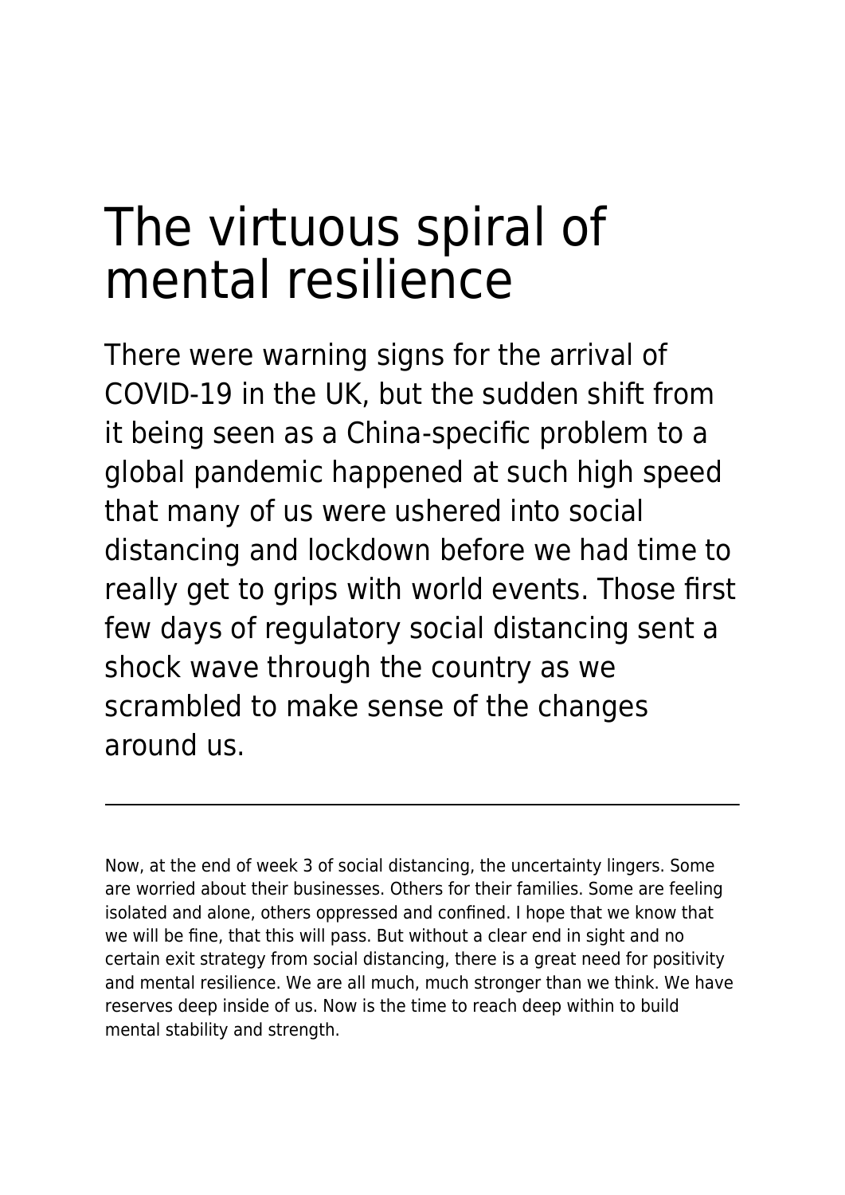# The virtuous spiral of mental resilience

There were warning signs for the arrival of COVID-19 in the UK, but the sudden shift from it being seen as a China-specific problem to a global pandemic happened at such high speed that many of us were ushered into social distancing and lockdown before we had time to really get to grips with world events. Those first few days of regulatory social distancing sent a shock wave through the country as we scrambled to make sense of the changes around us.

---

Now, at the end of week 3 of social distancing, the uncertainty lingers. Some are worried about their businesses. Others for their families. Some are feeling isolated and alone, others oppressed and confined. I hope that we know that we will be fine, that this will pass. But without a clear end in sight and no certain exit strategy from social distancing, there is a great need for positivity and mental resilience. We are all much, much stronger than we think. We have reserves deep inside of us. Now is the time to reach deep within to build mental stability and strength.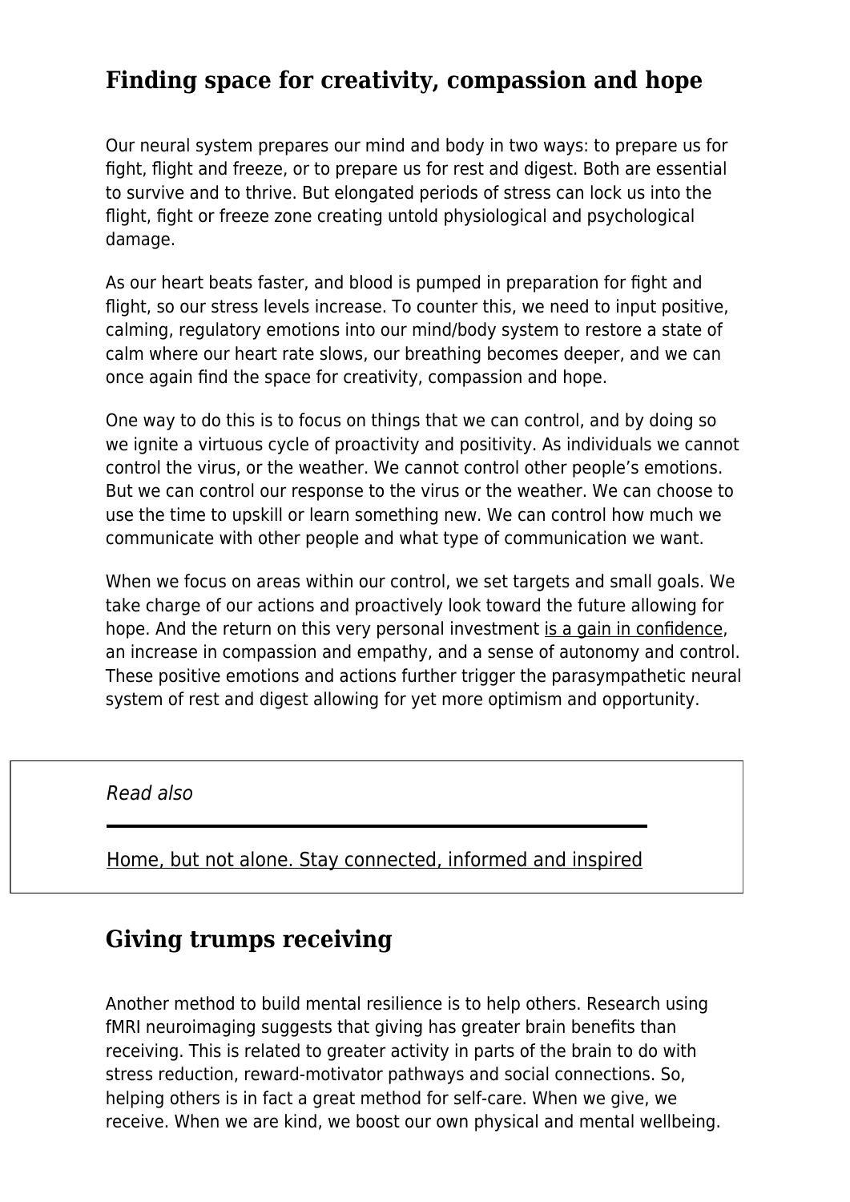## Finding space for creativity, compassion and hope

Our neural system prepares our mind and body in two ways: to prepare us for fight, flight and freeze, or to prepare us for rest and digest. Both are essential to survive and to thrive. But elongated periods of stress can lock us into the flight, fight or freeze zone creating untold physiological and psychological damage.

As our heart beats faster, and blood is pumped in preparation for fight and flight, so our stress levels increase. To counter this, we need to input positive, calming, regulatory emotions into our mind/body system to restore a state of calm where our heart rate slows, our breathing becomes deeper, and we can once again find the space for creativity, compassion and hope.

One way to do this is to focus on things that we can control, and by doing so we ignite a virtuous cycle of proactivity and positivity. As individuals we cannot control the virus, or the weather. We cannot control other people's emotions. But we can control our response to the virus or the weather. We can choose to use the time to upskill or learn something new. We can control how much we communicate with other people and what type of communication we want.

When we focus on areas within our control, we set targets and small goals. We take charge of our actions and proactively look toward the future allowing for hope. And the return on this very personal investment is a gain in confidence, an increase in compassion and empathy, and a sense of autonomy and control. These positive emotions and actions further trigger the parasympathetic neural system of rest and digest allowing for yet more optimism and opportunity.

*Read also*

Home, but not alone. Stay connected, informed and inspired

## Giving trumps receiving

Another method to build mental resilience is to help others. Research using fMRI neuroimaging suggests that giving has greater brain benefits than receiving. This is related to greater activity in parts of the brain to do with stress reduction, reward-motivator pathways and social connections. So, helping others is in fact a great method for self-care. When we give, we receive. When we are kind, we boost our own physical and mental wellbeing.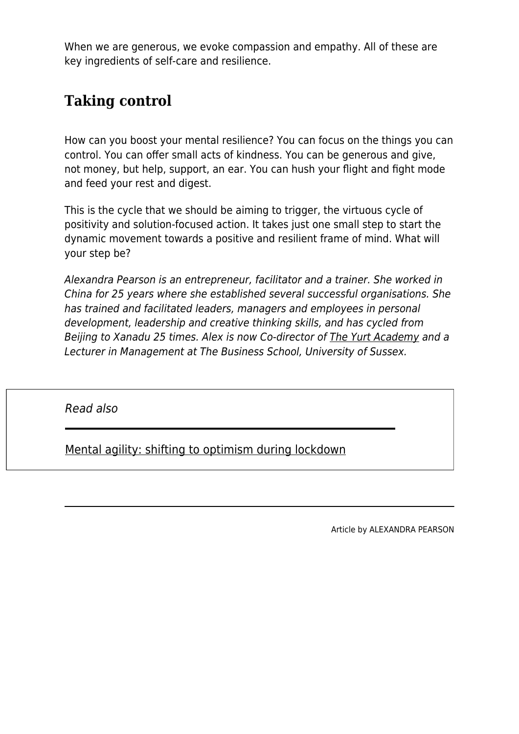When we are generous, we evoke compassion and empathy. All of these are key ingredients of self-care and resilience.

## Taking control

How can you boost your mental resilience? You can focus on the things you can control. You can offer small acts of kindness. You can be generous and give, not money, but help, support, an ear. You can hush your flight and fight mode and feed your rest and digest.

This is the cycle that we should be aiming to trigger, the virtuous cycle of positivity and solution-focused action. It takes just one small step to start the dynamic movement towards a positive and resilient frame of mind. What will your step be?

*Alexandra Pearson is an entrepreneur, facilitator and a trainer. She worked in China for 25 years where she established several successful organisations. She has trained and facilitated leaders, managers and employees in personal development, leadership and creative thinking skills, and has cycled from Beijing to Xanadu 25 times. Alex is now Co-director of The Yurt Academy and a Lecturer in Management at The Business School, University of Sussex.*

*Read also*

Mental agility: shifting to optimism during lockdown

---

Article by ALEXANDRA PEARSON